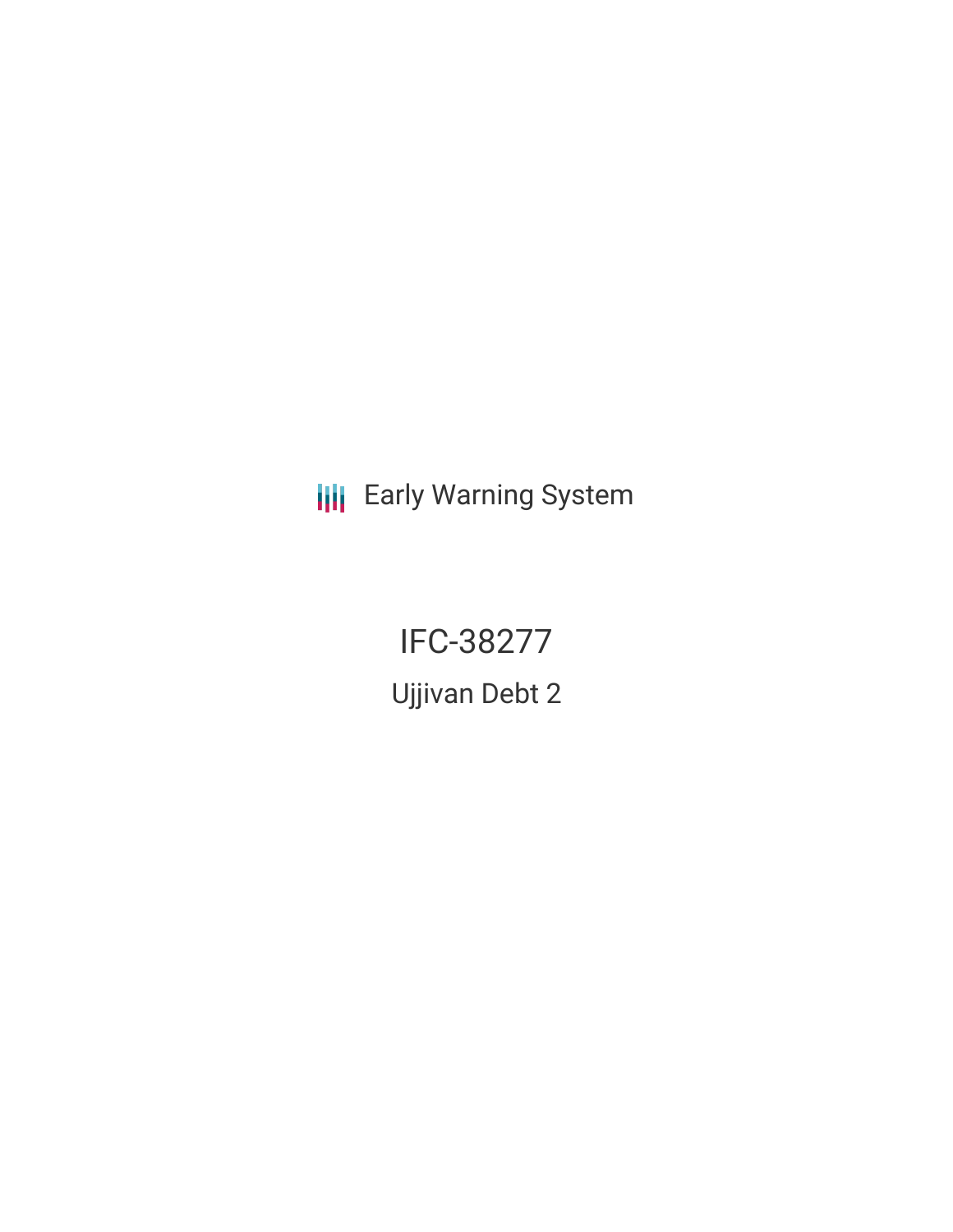Early Warning System

# IFC-38277

## Ujjivan Debt 2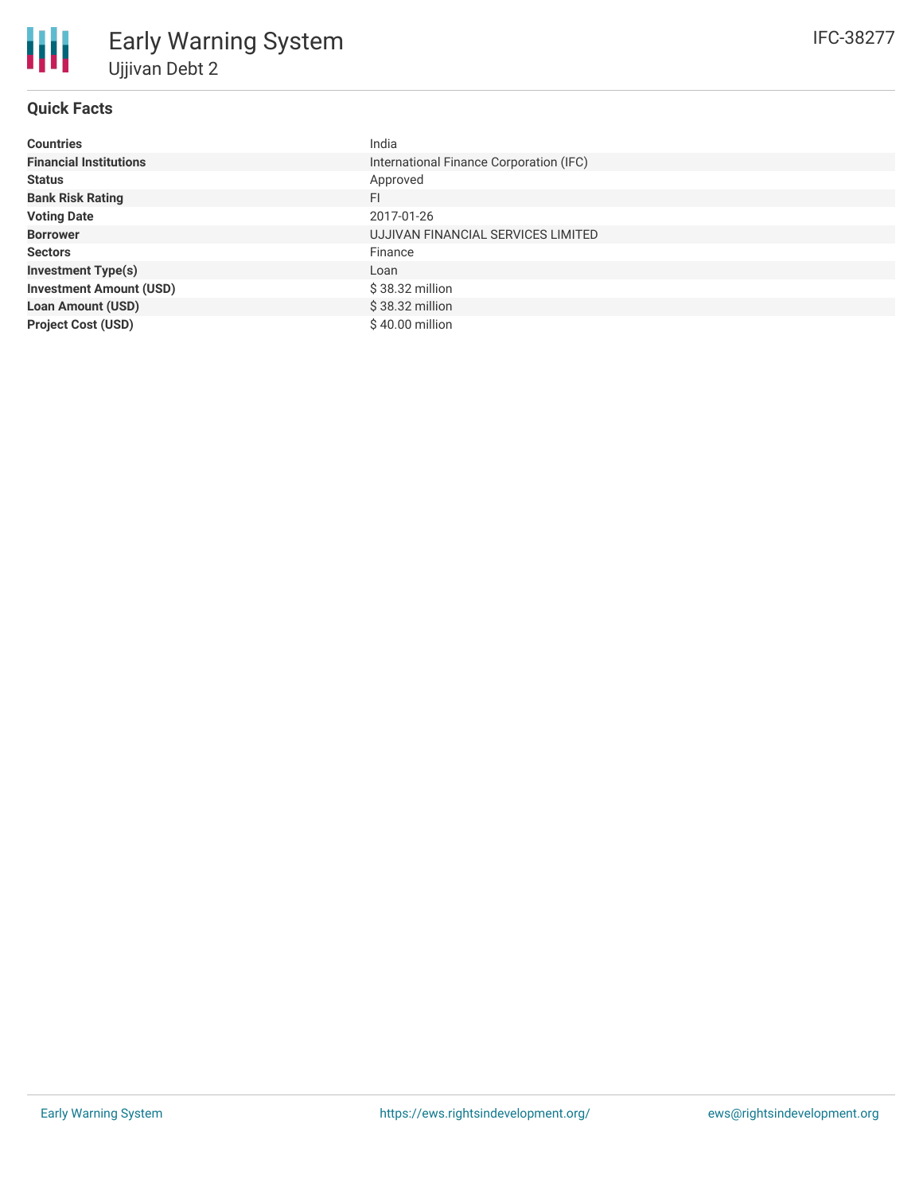# Early Warning System

## Ujjivan Debt 2

IFC-38277

### Quick Facts

| | |
|---|---|
| **Countries** | India |
| **Financial Institutions** | International Finance Corporation (IFC) |
| **Status** | Approved |
| **Bank Risk Rating** | FI |
| **Voting Date** | 2017-01-26 |
| **Borrower** | UJJIVAN FINANCIAL SERVICES LIMITED |
| **Sectors** | Finance |
| **Investment Type(s)** | Loan |
| **Investment Amount (USD)** | $ 38.32 million |
| **Loan Amount (USD)** | $ 38.32 million |
| **Project Cost (USD)** | $ 40.00 million |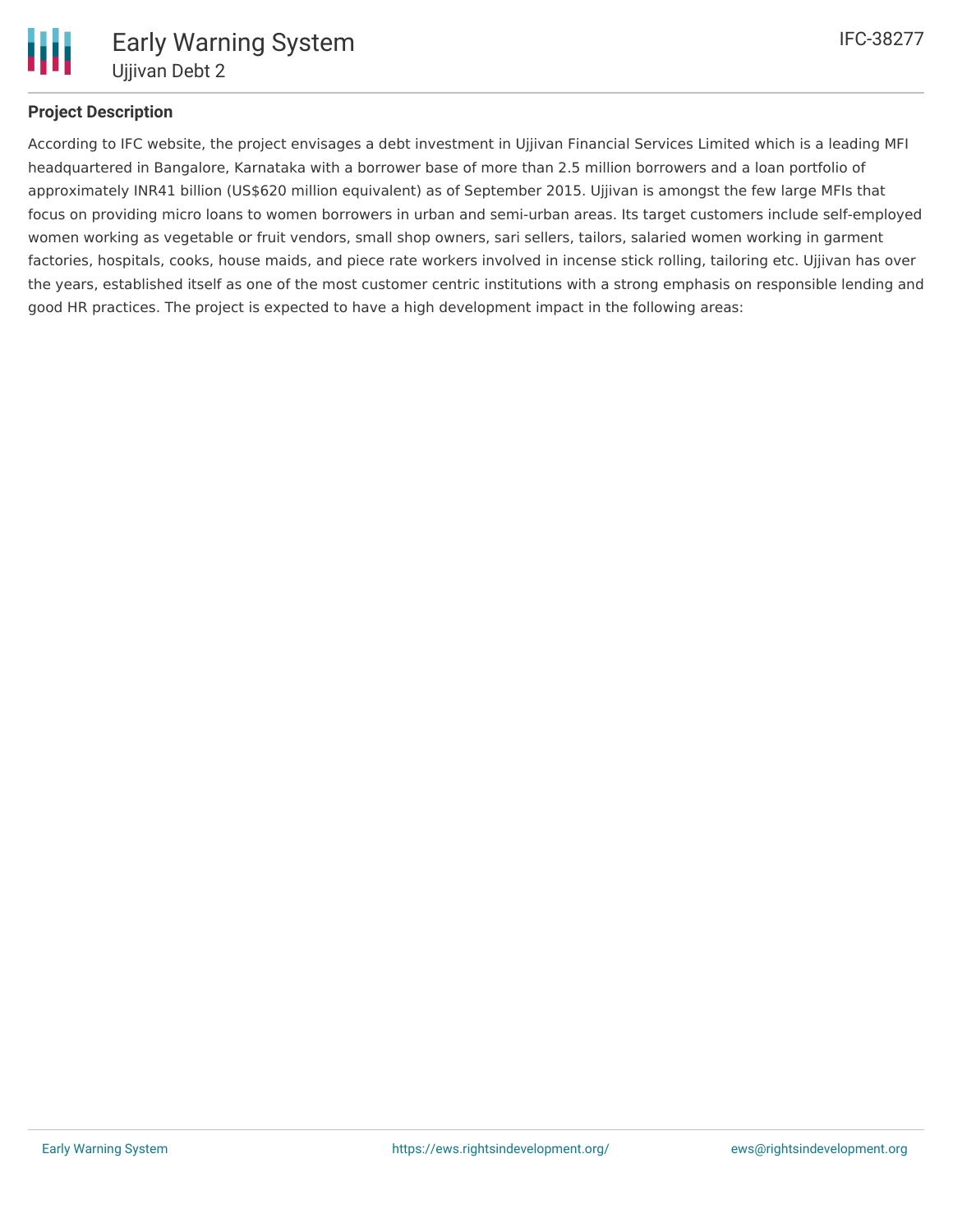## Project Description

According to IFC website, the project envisages a debt investment in Ujjivan Financial Services Limited which is a leading MFI headquartered in Bangalore, Karnataka with a borrower base of more than 2.5 million borrowers and a loan portfolio of approximately INR41 billion (US$620 million equivalent) as of September 2015. Ujjivan is amongst the few large MFIs that focus on providing micro loans to women borrowers in urban and semi-urban areas. Its target customers include self-employed women working as vegetable or fruit vendors, small shop owners, sari sellers, tailors, salaried women working in garment factories, hospitals, cooks, house maids, and piece rate workers involved in incense stick rolling, tailoring etc. Ujjivan has over the years, established itself as one of the most customer centric institutions with a strong emphasis on responsible lending and good HR practices. The project is expected to have a high development impact in the following areas: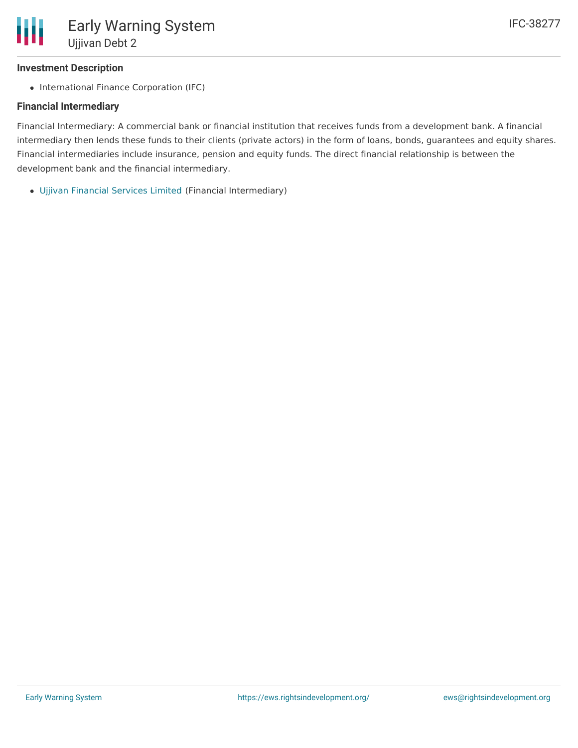### Investment Description

- International Finance Corporation (IFC)

### Financial Intermediary

Financial Intermediary: A commercial bank or financial institution that receives funds from a development bank. A financial intermediary then lends these funds to their clients (private actors) in the form of loans, bonds, guarantees and equity shares. Financial intermediaries include insurance, pension and equity funds. The direct financial relationship is between the development bank and the financial intermediary.

- Ujjivan Financial Services Limited (Financial Intermediary)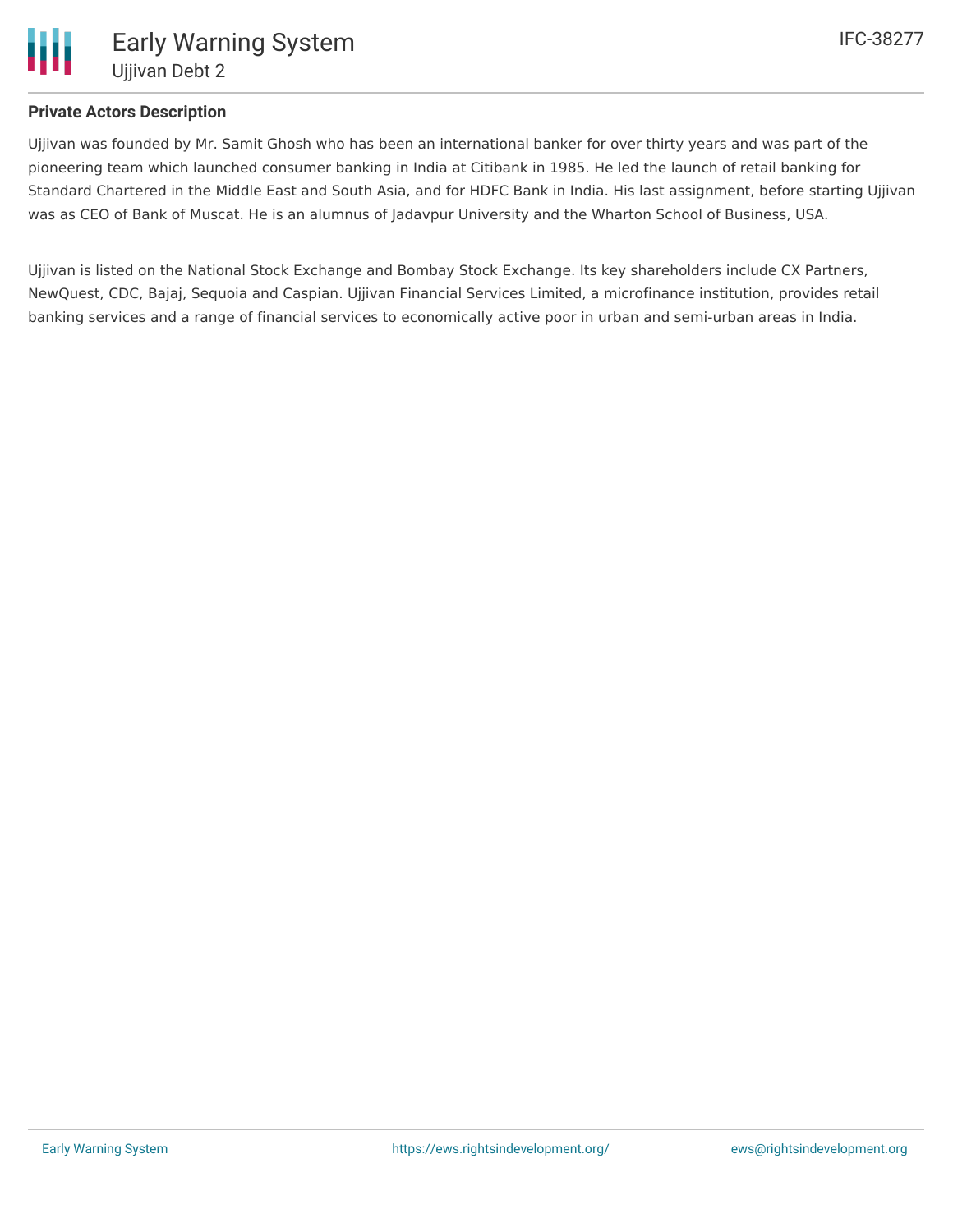### Private Actors Description

Ujjivan was founded by Mr. Samit Ghosh who has been an international banker for over thirty years and was part of the pioneering team which launched consumer banking in India at Citibank in 1985. He led the launch of retail banking for Standard Chartered in the Middle East and South Asia, and for HDFC Bank in India. His last assignment, before starting Ujjivan was as CEO of Bank of Muscat. He is an alumnus of Jadavpur University and the Wharton School of Business, USA.

Ujjivan is listed on the National Stock Exchange and Bombay Stock Exchange. Its key shareholders include CX Partners, NewQuest, CDC, Bajaj, Sequoia and Caspian. Ujjivan Financial Services Limited, a microfinance institution, provides retail banking services and a range of financial services to economically active poor in urban and semi-urban areas in India.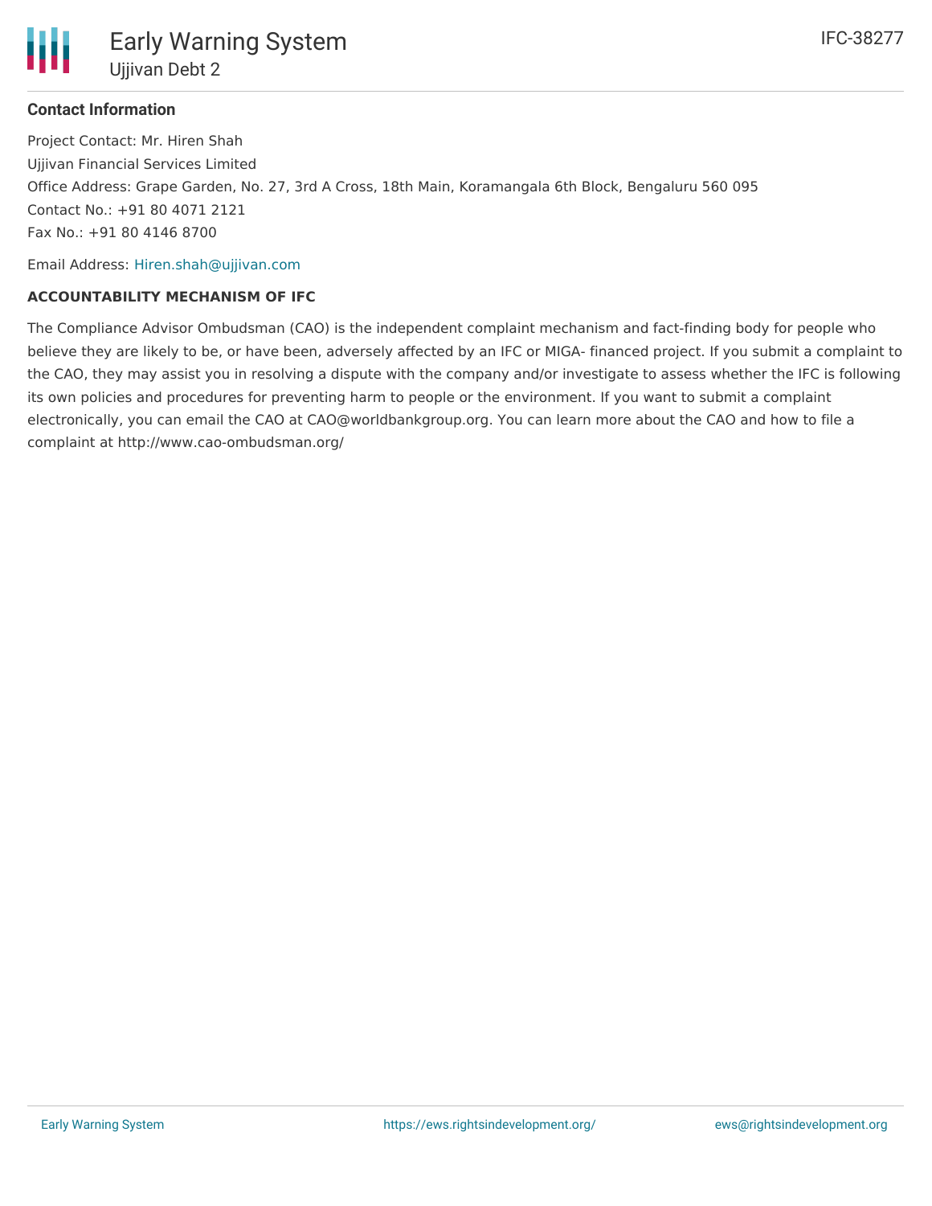### Contact Information

Project Contact: Mr. Hiren Shah
Ujjivan Financial Services Limited
Office Address: Grape Garden, No. 27, 3rd A Cross, 18th Main, Koramangala 6th Block, Bengaluru 560 095
Contact No.: +91 80 4071 2121
Fax No.: +91 80 4146 8700

Email Address: Hiren.shah@ujjivan.com

**ACCOUNTABILITY MECHANISM OF IFC**

The Compliance Advisor Ombudsman (CAO) is the independent complaint mechanism and fact-finding body for people who believe they are likely to be, or have been, adversely affected by an IFC or MIGA- financed project. If you submit a complaint to the CAO, they may assist you in resolving a dispute with the company and/or investigate to assess whether the IFC is following its own policies and procedures for preventing harm to people or the environment. If you want to submit a complaint electronically, you can email the CAO at CAO@worldbankgroup.org. You can learn more about the CAO and how to file a complaint at http://www.cao-ombudsman.org/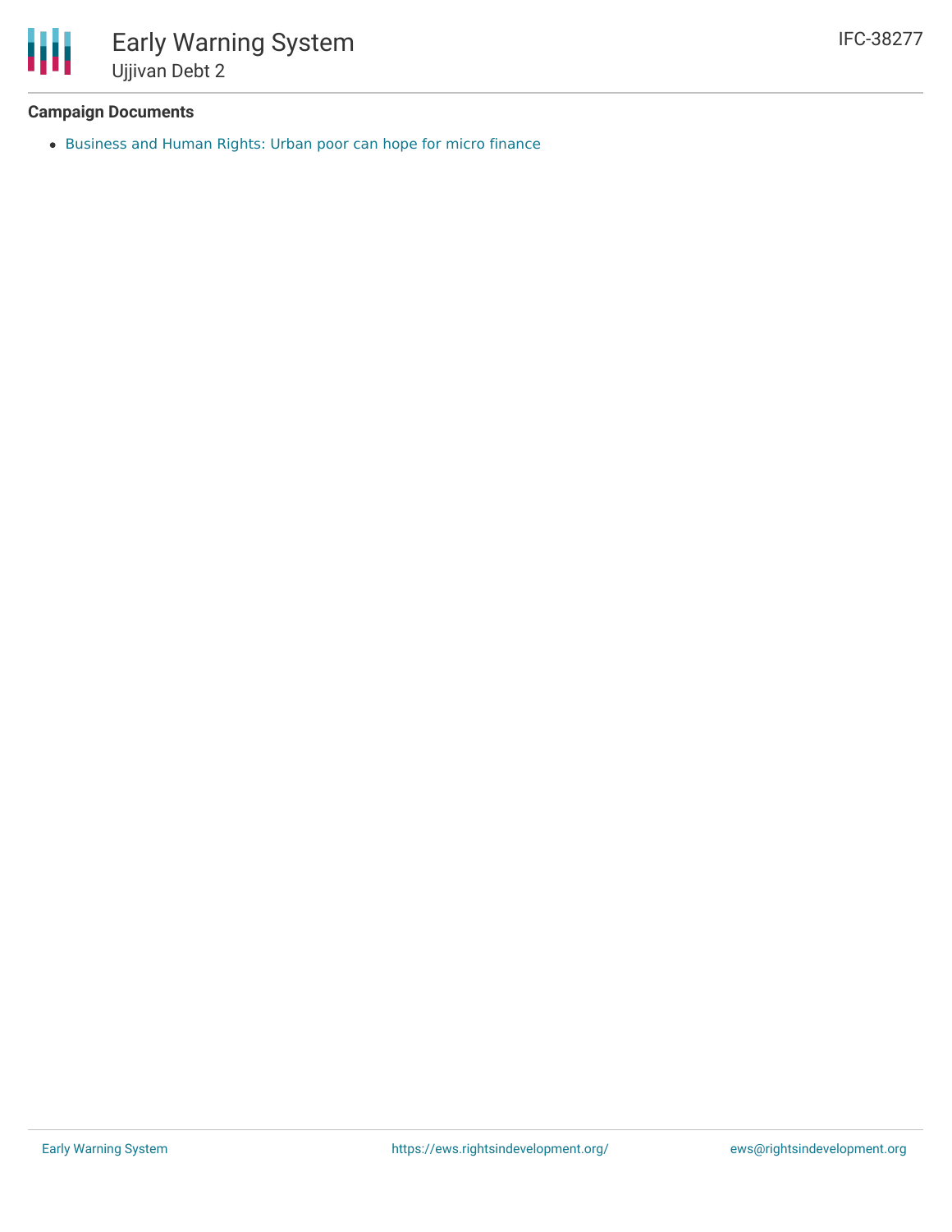**Campaign Documents**

- Business and Human Rights: Urban poor can hope for micro finance